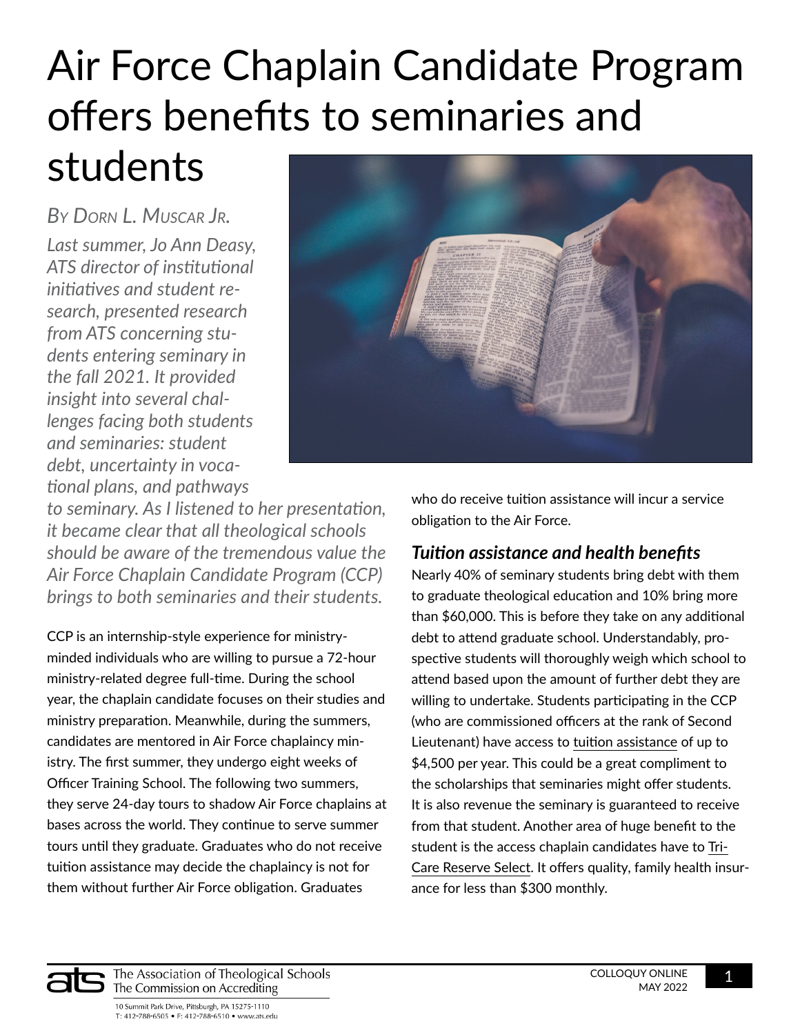# Air Force Chaplain Candidate Program offers benefits to seminaries and students

*By Dorn L. Muscar Jr.*

*Last summer, Jo Ann Deasy, ATS director of institutional initiatives and student research, presented research from ATS concerning students entering seminary in the fall 2021. It provided insight into several challenges facing both students and seminaries: student debt, uncertainty in vocational plans, and pathways to seminary. As I listened to her presentation, it became clear that all theological schools should be aware of the tremendous value the Air Force Chaplain Candidate Program (CCP) brings to both seminaries and their students.*

CCP is an internship-style experience for ministry-minded individuals who are willing to pursue a 72-hour ministry-related degree full-time. During the school year, the chaplain candidate focuses on their studies and ministry preparation. Meanwhile, during the summers, candidates are mentored in Air Force chaplaincy ministry. The first summer, they undergo eight weeks of Officer Training School. The following two summers, they serve 24-day tours to shadow Air Force chaplains at bases across the world. They continue to serve summer tours until they graduate. Graduates who do not receive tuition assistance may decide the chaplaincy is not for them without further Air Force obligation. Graduates who do receive tuition assistance will incur a service obligation to the Air Force.

### *Tuition assistance and health benefits*

Nearly 40% of seminary students bring debt with them to graduate theological education and 10% bring more than $60,000. This is before they take on any additional debt to attend graduate school. Understandably, prospective students will thoroughly weigh which school to attend based upon the amount of further debt they are willing to undertake. Students participating in the CCP (who are commissioned officers at the rank of Second Lieutenant) have access to tuition assistance of up to $4,500 per year. This could be a great compliment to the scholarships that seminaries might offer students. It is also revenue the seminary is guaranteed to receive from that student. Another area of huge benefit to the student is the access chaplain candidates have to Tri-Care Reserve Select. It offers quality, family health insurance for less than $300 monthly.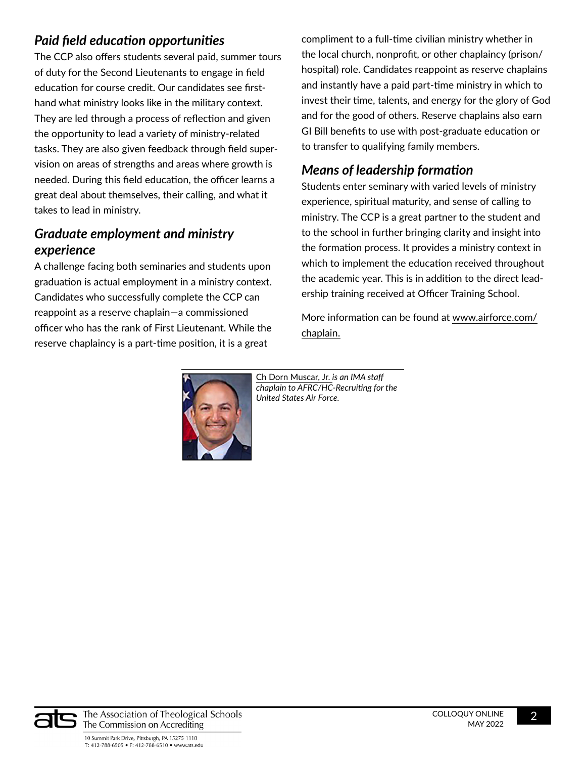### *Paid field education opportunities*

The CCP also offers students several paid, summer tours of duty for the Second Lieutenants to engage in field education for course credit. Our candidates see first-hand what ministry looks like in the military context. They are led through a process of reflection and given the opportunity to lead a variety of ministry-related tasks. They are also given feedback through field supervision on areas of strengths and areas where growth is needed. During this field education, the officer learns a great deal about themselves, their calling, and what it takes to lead in ministry.

### *Graduate employment and ministry experience*

A challenge facing both seminaries and students upon graduation is actual employment in a ministry context. Candidates who successfully complete the CCP can reappoint as a reserve chaplain—a commissioned officer who has the rank of First Lieutenant. While the reserve chaplaincy is a part-time position, it is a great compliment to a full-time civilian ministry whether in the local church, nonprofit, or other chaplaincy (prison/hospital) role. Candidates reappoint as reserve chaplains and instantly have a paid part-time ministry in which to invest their time, talents, and energy for the glory of God and for the good of others. Reserve chaplains also earn GI Bill benefits to use with post-graduate education or to transfer to qualifying family members.

### *Means of leadership formation*

Students enter seminary with varied levels of ministry experience, spiritual maturity, and sense of calling to ministry. The CCP is a great partner to the student and to the school in further bringing clarity and insight into the formation process. It provides a ministry context in which to implement the education received throughout the academic year. This is in addition to the direct leadership training received at Officer Training School.

More information can be found at www.airforce.com/chaplain.

---

Ch Dorn Muscar, Jr. *is an IMA staff chaplain to AFRC/HC-Recruiting for the United States Air Force.*